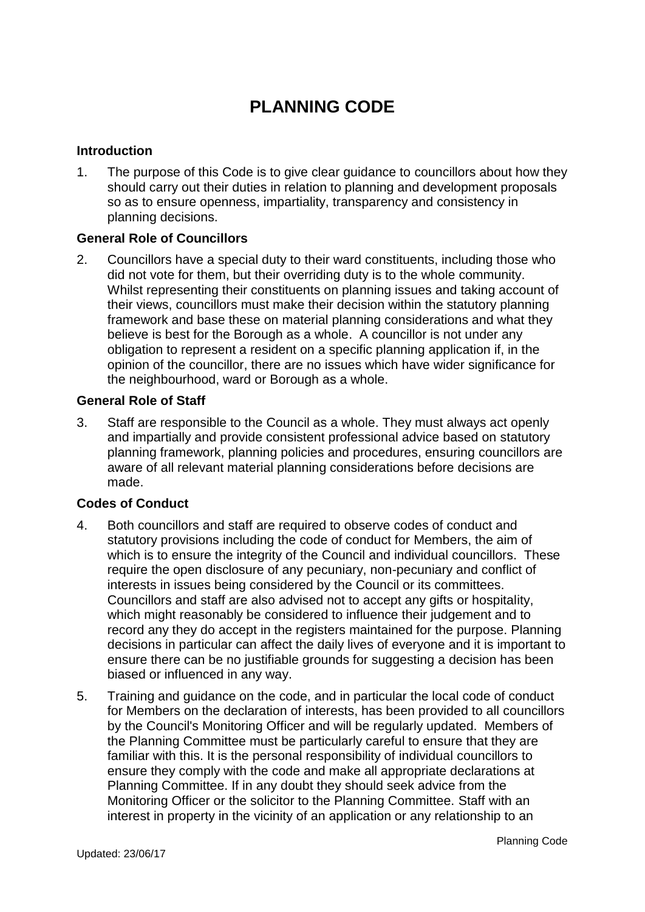# PLANNING CODE

## Introduction

1. The purpose of this Code is to give clear guidance to councillors about how they should carry out their duties in relation to planning and development proposals so as to ensure openness, impartiality, transparency and consistency in planning decisions.

## General Role of Councillors

2. Councillors have a special duty to their ward constituents, including those who did not vote for them, but their overriding duty is to the whole community. Whilst representing their constituents on planning issues and taking account of their views, councillors must make their decision within the statutory planning framework and base these on material planning considerations and what they believe is best for the Borough as a whole. A councillor is not under any obligation to represent a resident on a specific planning application if, in the opinion of the councillor, there are no issues which have wider significance for the neighbourhood, ward or Borough as a whole.

## General Role of Staff

3. Staff are responsible to the Council as a whole. They must always act openly and impartially and provide consistent professional advice based on statutory planning framework, planning policies and procedures, ensuring councillors are aware of all relevant material planning considerations before decisions are made.

## Codes of Conduct

4. Both councillors and staff are required to observe codes of conduct and statutory provisions including the code of conduct for Members, the aim of which is to ensure the integrity of the Council and individual councillors. These require the open disclosure of any pecuniary, non-pecuniary and conflict of interests in issues being considered by the Council or its committees. Councillors and staff are also advised not to accept any gifts or hospitality, which might reasonably be considered to influence their judgement and to record any they do accept in the registers maintained for the purpose. Planning decisions in particular can affect the daily lives of everyone and it is important to ensure there can be no justifiable grounds for suggesting a decision has been biased or influenced in any way.

5. Training and guidance on the code, and in particular the local code of conduct for Members on the declaration of interests, has been provided to all councillors by the Council's Monitoring Officer and will be regularly updated. Members of the Planning Committee must be particularly careful to ensure that they are familiar with this. It is the personal responsibility of individual councillors to ensure they comply with the code and make all appropriate declarations at Planning Committee. If in any doubt they should seek advice from the Monitoring Officer or the solicitor to the Planning Committee. Staff with an interest in property in the vicinity of an application or any relationship to an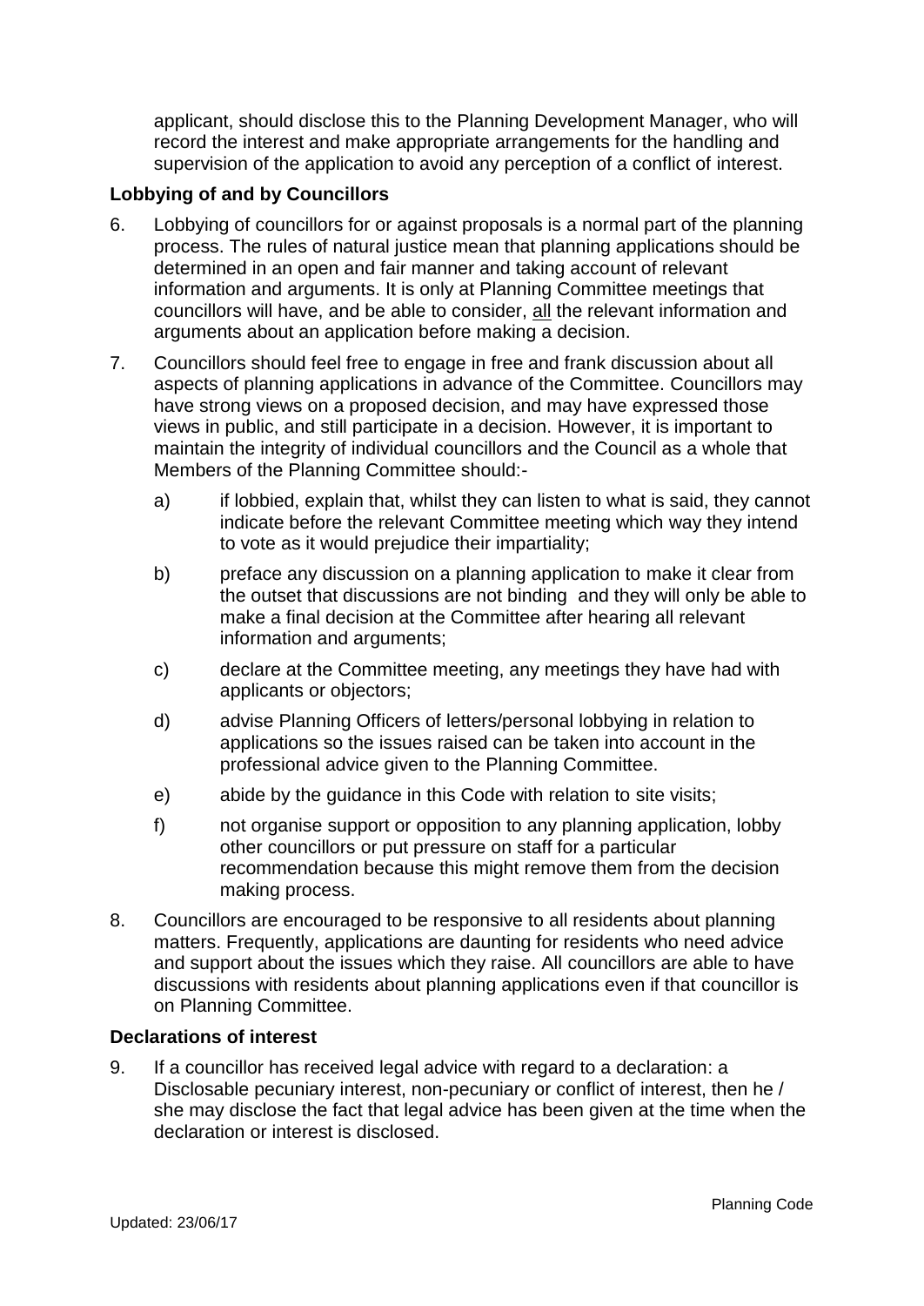applicant, should disclose this to the Planning Development Manager, who will record the interest and make appropriate arrangements for the handling and supervision of the application to avoid any perception of a conflict of interest.

### Lobbying of and by Councillors

6. Lobbying of councillors for or against proposals is a normal part of the planning process. The rules of natural justice mean that planning applications should be determined in an open and fair manner and taking account of relevant information and arguments. It is only at Planning Committee meetings that councillors will have, and be able to consider, <u>all</u> the relevant information and arguments about an application before making a decision.

7. Councillors should feel free to engage in free and frank discussion about all aspects of planning applications in advance of the Committee. Councillors may have strong views on a proposed decision, and may have expressed those views in public, and still participate in a decision. However, it is important to maintain the integrity of individual councillors and the Council as a whole that Members of the Planning Committee should:-

   a) if lobbied, explain that, whilst they can listen to what is said, they cannot indicate before the relevant Committee meeting which way they intend to vote as it would prejudice their impartiality;

   b) preface any discussion on a planning application to make it clear from the outset that discussions are not binding and they will only be able to make a final decision at the Committee after hearing all relevant information and arguments;

   c) declare at the Committee meeting, any meetings they have had with applicants or objectors;

   d) advise Planning Officers of letters/personal lobbying in relation to applications so the issues raised can be taken into account in the professional advice given to the Planning Committee.

   e) abide by the guidance in this Code with relation to site visits;

   f) not organise support or opposition to any planning application, lobby other councillors or put pressure on staff for a particular recommendation because this might remove them from the decision making process.

8. Councillors are encouraged to be responsive to all residents about planning matters. Frequently, applications are daunting for residents who need advice and support about the issues which they raise. All councillors are able to have discussions with residents about planning applications even if that councillor is on Planning Committee.

### Declarations of interest

9. If a councillor has received legal advice with regard to a declaration: a Disclosable pecuniary interest, non-pecuniary or conflict of interest, then he / she may disclose the fact that legal advice has been given at the time when the declaration or interest is disclosed.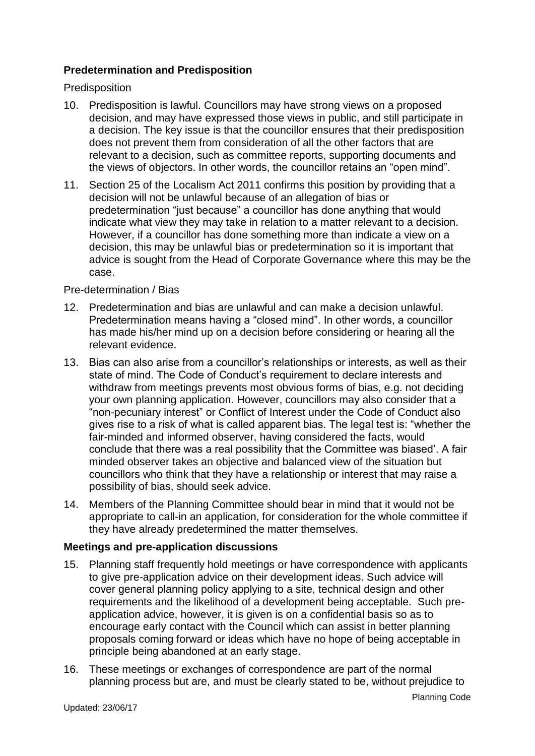**Predetermination and Predisposition**

Predisposition

10. Predisposition is lawful. Councillors may have strong views on a proposed decision, and may have expressed those views in public, and still participate in a decision. The key issue is that the councillor ensures that their predisposition does not prevent them from consideration of all the other factors that are relevant to a decision, such as committee reports, supporting documents and the views of objectors. In other words, the councillor retains an "open mind".

11. Section 25 of the Localism Act 2011 confirms this position by providing that a decision will not be unlawful because of an allegation of bias or predetermination "just because" a councillor has done anything that would indicate what view they may take in relation to a matter relevant to a decision. However, if a councillor has done something more than indicate a view on a decision, this may be unlawful bias or predetermination so it is important that advice is sought from the Head of Corporate Governance where this may be the case.

Pre-determination / Bias

12. Predetermination and bias are unlawful and can make a decision unlawful. Predetermination means having a "closed mind". In other words, a councillor has made his/her mind up on a decision before considering or hearing all the relevant evidence.

13. Bias can also arise from a councillor's relationships or interests, as well as their state of mind. The Code of Conduct's requirement to declare interests and withdraw from meetings prevents most obvious forms of bias, e.g. not deciding your own planning application. However, councillors may also consider that a "non-pecuniary interest" or Conflict of Interest under the Code of Conduct also gives rise to a risk of what is called apparent bias. The legal test is: "whether the fair-minded and informed observer, having considered the facts, would conclude that there was a real possibility that the Committee was biased'. A fair minded observer takes an objective and balanced view of the situation but councillors who think that they have a relationship or interest that may raise a possibility of bias, should seek advice.

14. Members of the Planning Committee should bear in mind that it would not be appropriate to call-in an application, for consideration for the whole committee if they have already predetermined the matter themselves.

**Meetings and pre-application discussions**

15. Planning staff frequently hold meetings or have correspondence with applicants to give pre-application advice on their development ideas. Such advice will cover general planning policy applying to a site, technical design and other requirements and the likelihood of a development being acceptable. Such pre-application advice, however, it is given is on a confidential basis so as to encourage early contact with the Council which can assist in better planning proposals coming forward or ideas which have no hope of being acceptable in principle being abandoned at an early stage.

16. These meetings or exchanges of correspondence are part of the normal planning process but are, and must be clearly stated to be, without prejudice to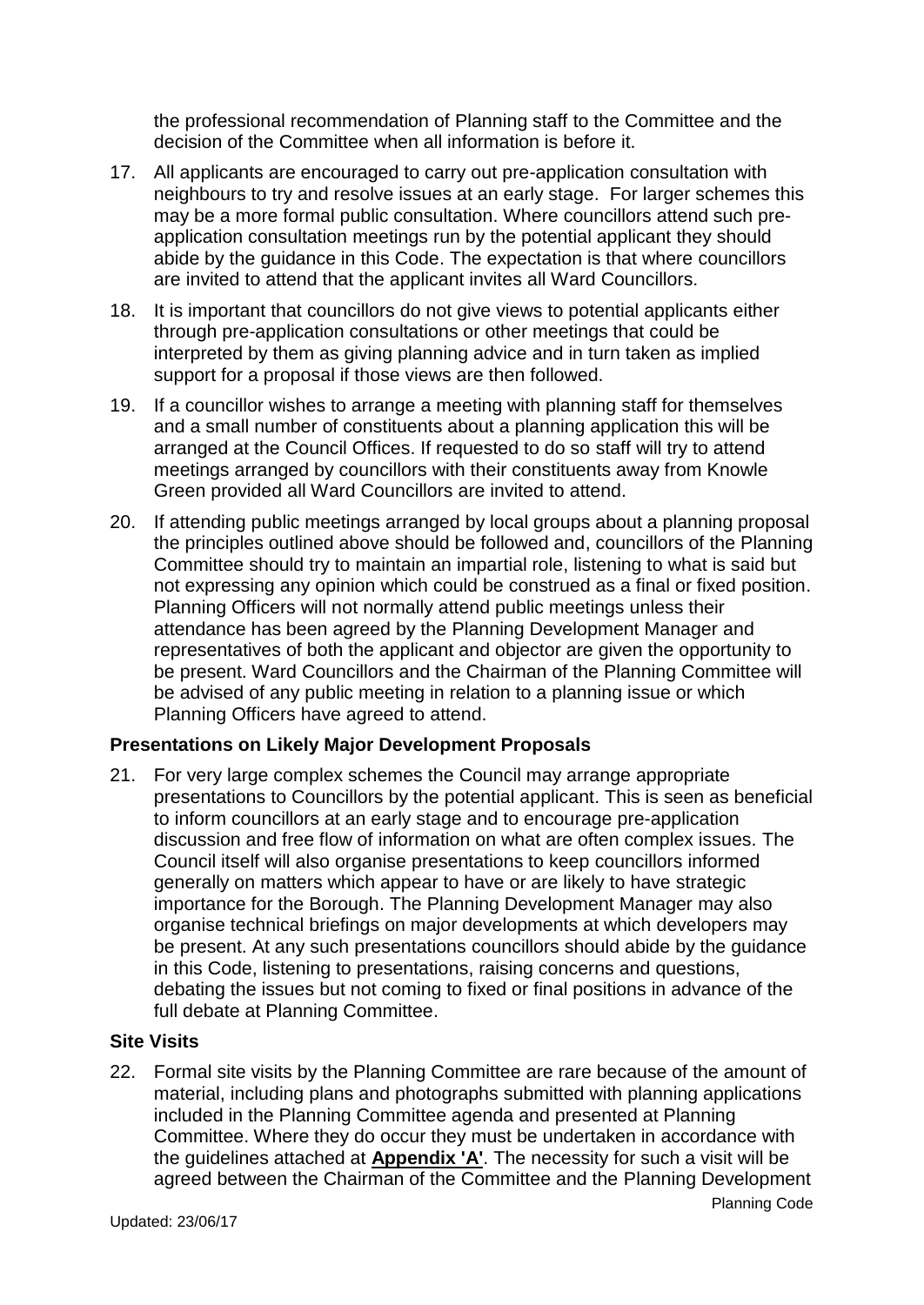the professional recommendation of Planning staff to the Committee and the decision of the Committee when all information is before it.

17. All applicants are encouraged to carry out pre-application consultation with neighbours to try and resolve issues at an early stage. For larger schemes this may be a more formal public consultation. Where councillors attend such pre-application consultation meetings run by the potential applicant they should abide by the guidance in this Code. The expectation is that where councillors are invited to attend that the applicant invites all Ward Councillors.

18. It is important that councillors do not give views to potential applicants either through pre-application consultations or other meetings that could be interpreted by them as giving planning advice and in turn taken as implied support for a proposal if those views are then followed.

19. If a councillor wishes to arrange a meeting with planning staff for themselves and a small number of constituents about a planning application this will be arranged at the Council Offices. If requested to do so staff will try to attend meetings arranged by councillors with their constituents away from Knowle Green provided all Ward Councillors are invited to attend.

20. If attending public meetings arranged by local groups about a planning proposal the principles outlined above should be followed and, councillors of the Planning Committee should try to maintain an impartial role, listening to what is said but not expressing any opinion which could be construed as a final or fixed position. Planning Officers will not normally attend public meetings unless their attendance has been agreed by the Planning Development Manager and representatives of both the applicant and objector are given the opportunity to be present. Ward Councillors and the Chairman of the Planning Committee will be advised of any public meeting in relation to a planning issue or which Planning Officers have agreed to attend.

**Presentations on Likely Major Development Proposals**

21. For very large complex schemes the Council may arrange appropriate presentations to Councillors by the potential applicant. This is seen as beneficial to inform councillors at an early stage and to encourage pre-application discussion and free flow of information on what are often complex issues. The Council itself will also organise presentations to keep councillors informed generally on matters which appear to have or are likely to have strategic importance for the Borough. The Planning Development Manager may also organise technical briefings on major developments at which developers may be present. At any such presentations councillors should abide by the guidance in this Code, listening to presentations, raising concerns and questions, debating the issues but not coming to fixed or final positions in advance of the full debate at Planning Committee.

**Site Visits**

22. Formal site visits by the Planning Committee are rare because of the amount of material, including plans and photographs submitted with planning applications included in the Planning Committee agenda and presented at Planning Committee. Where they do occur they must be undertaken in accordance with the guidelines attached at **Appendix 'A'**. The necessity for such a visit will be agreed between the Chairman of the Committee and the Planning Development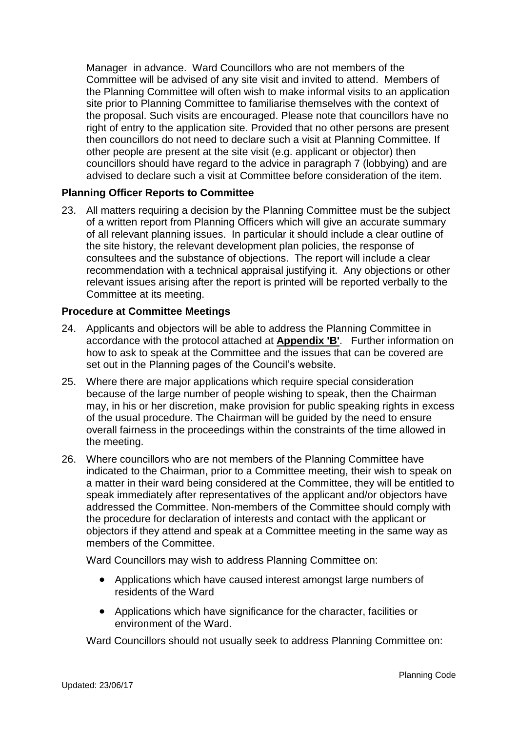Manager in advance. Ward Councillors who are not members of the Committee will be advised of any site visit and invited to attend. Members of the Planning Committee will often wish to make informal visits to an application site prior to Planning Committee to familiarise themselves with the context of the proposal. Such visits are encouraged. Please note that councillors have no right of entry to the application site. Provided that no other persons are present then councillors do not need to declare such a visit at Planning Committee. If other people are present at the site visit (e.g. applicant or objector) then councillors should have regard to the advice in paragraph 7 (lobbying) and are advised to declare such a visit at Committee before consideration of the item.

**Planning Officer Reports to Committee**

23. All matters requiring a decision by the Planning Committee must be the subject of a written report from Planning Officers which will give an accurate summary of all relevant planning issues. In particular it should include a clear outline of the site history, the relevant development plan policies, the response of consultees and the substance of objections. The report will include a clear recommendation with a technical appraisal justifying it. Any objections or other relevant issues arising after the report is printed will be reported verbally to the Committee at its meeting.

**Procedure at Committee Meetings**

24. Applicants and objectors will be able to address the Planning Committee in accordance with the protocol attached at **Appendix 'B'**. Further information on how to ask to speak at the Committee and the issues that can be covered are set out in the Planning pages of the Council's website.

25. Where there are major applications which require special consideration because of the large number of people wishing to speak, then the Chairman may, in his or her discretion, make provision for public speaking rights in excess of the usual procedure. The Chairman will be guided by the need to ensure overall fairness in the proceedings within the constraints of the time allowed in the meeting.

26. Where councillors who are not members of the Planning Committee have indicated to the Chairman, prior to a Committee meeting, their wish to speak on a matter in their ward being considered at the Committee, they will be entitled to speak immediately after representatives of the applicant and/or objectors have addressed the Committee. Non-members of the Committee should comply with the procedure for declaration of interests and contact with the applicant or objectors if they attend and speak at a Committee meeting in the same way as members of the Committee.

    Ward Councillors may wish to address Planning Committee on:

    - Applications which have caused interest amongst large numbers of residents of the Ward
    - Applications which have significance for the character, facilities or environment of the Ward.

    Ward Councillors should not usually seek to address Planning Committee on: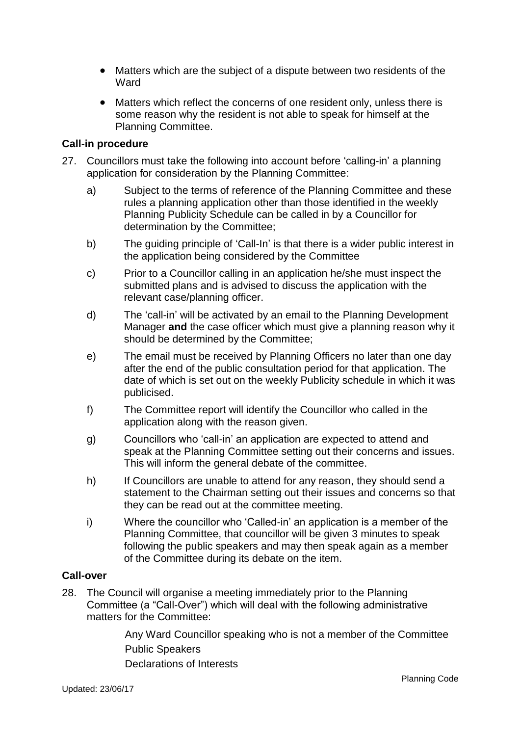- Matters which are the subject of a dispute between two residents of the Ward
- Matters which reflect the concerns of one resident only, unless there is some reason why the resident is not able to speak for himself at the Planning Committee.

**Call-in procedure**

27. Councillors must take the following into account before 'calling-in' a planning application for consideration by the Planning Committee:

    a) Subject to the terms of reference of the Planning Committee and these rules a planning application other than those identified in the weekly Planning Publicity Schedule can be called in by a Councillor for determination by the Committee;

    b) The guiding principle of 'Call-In' is that there is a wider public interest in the application being considered by the Committee

    c) Prior to a Councillor calling in an application he/she must inspect the submitted plans and is advised to discuss the application with the relevant case/planning officer.

    d) The 'call-in' will be activated by an email to the Planning Development Manager **and** the case officer which must give a planning reason why it should be determined by the Committee;

    e) The email must be received by Planning Officers no later than one day after the end of the public consultation period for that application. The date of which is set out on the weekly Publicity schedule in which it was publicised.

    f) The Committee report will identify the Councillor who called in the application along with the reason given.

    g) Councillors who 'call-in' an application are expected to attend and speak at the Planning Committee setting out their concerns and issues. This will inform the general debate of the committee.

    h) If Councillors are unable to attend for any reason, they should send a statement to the Chairman setting out their issues and concerns so that they can be read out at the committee meeting.

    i) Where the councillor who 'Called-in' an application is a member of the Planning Committee, that councillor will be given 3 minutes to speak following the public speakers and may then speak again as a member of the Committee during its debate on the item.

**Call-over**

28. The Council will organise a meeting immediately prior to the Planning Committee (a "Call-Over") which will deal with the following administrative matters for the Committee:

    Any Ward Councillor speaking who is not a member of the Committee
    Public Speakers
    Declarations of Interests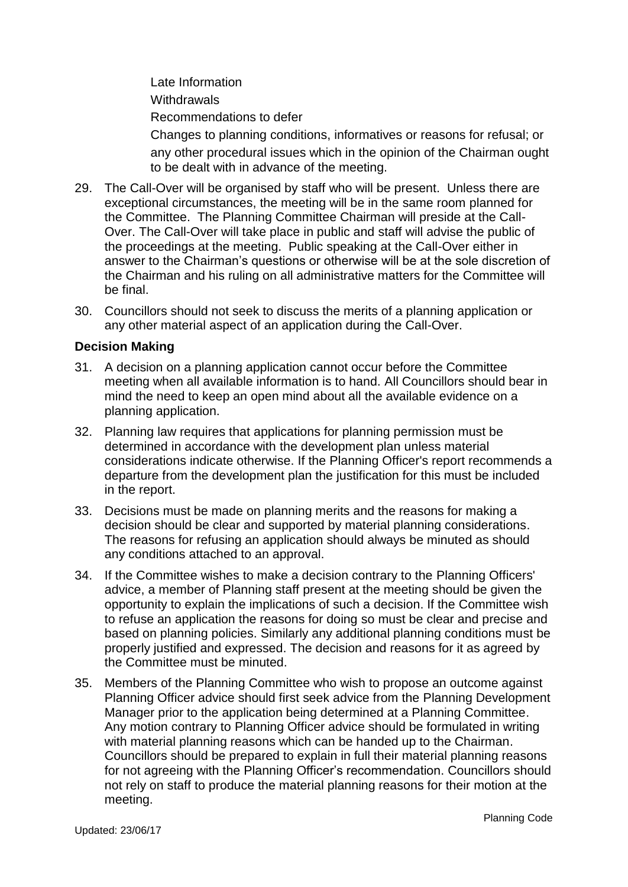Late Information

Withdrawals

Recommendations to defer

Changes to planning conditions, informatives or reasons for refusal; or any other procedural issues which in the opinion of the Chairman ought to be dealt with in advance of the meeting.

29. The Call-Over will be organised by staff who will be present. Unless there are exceptional circumstances, the meeting will be in the same room planned for the Committee. The Planning Committee Chairman will preside at the Call-Over. The Call-Over will take place in public and staff will advise the public of the proceedings at the meeting. Public speaking at the Call-Over either in answer to the Chairman's questions or otherwise will be at the sole discretion of the Chairman and his ruling on all administrative matters for the Committee will be final.

30. Councillors should not seek to discuss the merits of a planning application or any other material aspect of an application during the Call-Over.

**Decision Making**

31. A decision on a planning application cannot occur before the Committee meeting when all available information is to hand. All Councillors should bear in mind the need to keep an open mind about all the available evidence on a planning application.

32. Planning law requires that applications for planning permission must be determined in accordance with the development plan unless material considerations indicate otherwise. If the Planning Officer's report recommends a departure from the development plan the justification for this must be included in the report.

33. Decisions must be made on planning merits and the reasons for making a decision should be clear and supported by material planning considerations. The reasons for refusing an application should always be minuted as should any conditions attached to an approval.

34. If the Committee wishes to make a decision contrary to the Planning Officers' advice, a member of Planning staff present at the meeting should be given the opportunity to explain the implications of such a decision. If the Committee wish to refuse an application the reasons for doing so must be clear and precise and based on planning policies. Similarly any additional planning conditions must be properly justified and expressed. The decision and reasons for it as agreed by the Committee must be minuted.

35. Members of the Planning Committee who wish to propose an outcome against Planning Officer advice should first seek advice from the Planning Development Manager prior to the application being determined at a Planning Committee. Any motion contrary to Planning Officer advice should be formulated in writing with material planning reasons which can be handed up to the Chairman. Councillors should be prepared to explain in full their material planning reasons for not agreeing with the Planning Officer's recommendation. Councillors should not rely on staff to produce the material planning reasons for their motion at the meeting.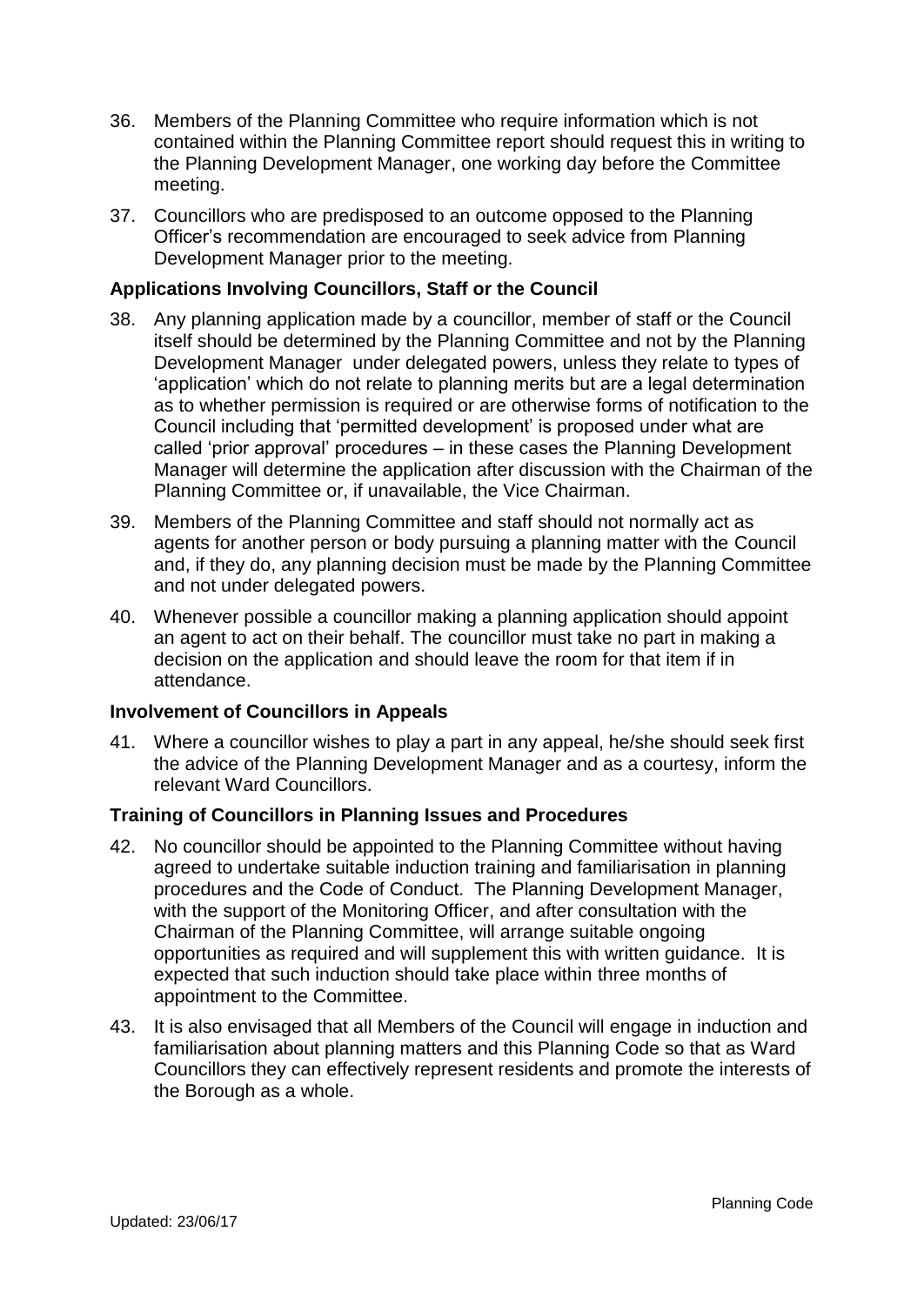36. Members of the Planning Committee who require information which is not contained within the Planning Committee report should request this in writing to the Planning Development Manager, one working day before the Committee meeting.

37. Councillors who are predisposed to an outcome opposed to the Planning Officer's recommendation are encouraged to seek advice from Planning Development Manager prior to the meeting.

### Applications Involving Councillors, Staff or the Council

38. Any planning application made by a councillor, member of staff or the Council itself should be determined by the Planning Committee and not by the Planning Development Manager under delegated powers, unless they relate to types of 'application' which do not relate to planning merits but are a legal determination as to whether permission is required or are otherwise forms of notification to the Council including that 'permitted development' is proposed under what are called 'prior approval' procedures – in these cases the Planning Development Manager will determine the application after discussion with the Chairman of the Planning Committee or, if unavailable, the Vice Chairman.

39. Members of the Planning Committee and staff should not normally act as agents for another person or body pursuing a planning matter with the Council and, if they do, any planning decision must be made by the Planning Committee and not under delegated powers.

40. Whenever possible a councillor making a planning application should appoint an agent to act on their behalf. The councillor must take no part in making a decision on the application and should leave the room for that item if in attendance.

### Involvement of Councillors in Appeals

41. Where a councillor wishes to play a part in any appeal, he/she should seek first the advice of the Planning Development Manager and as a courtesy, inform the relevant Ward Councillors.

### Training of Councillors in Planning Issues and Procedures

42. No councillor should be appointed to the Planning Committee without having agreed to undertake suitable induction training and familiarisation in planning procedures and the Code of Conduct. The Planning Development Manager, with the support of the Monitoring Officer, and after consultation with the Chairman of the Planning Committee, will arrange suitable ongoing opportunities as required and will supplement this with written guidance. It is expected that such induction should take place within three months of appointment to the Committee.

43. It is also envisaged that all Members of the Council will engage in induction and familiarisation about planning matters and this Planning Code so that as Ward Councillors they can effectively represent residents and promote the interests of the Borough as a whole.